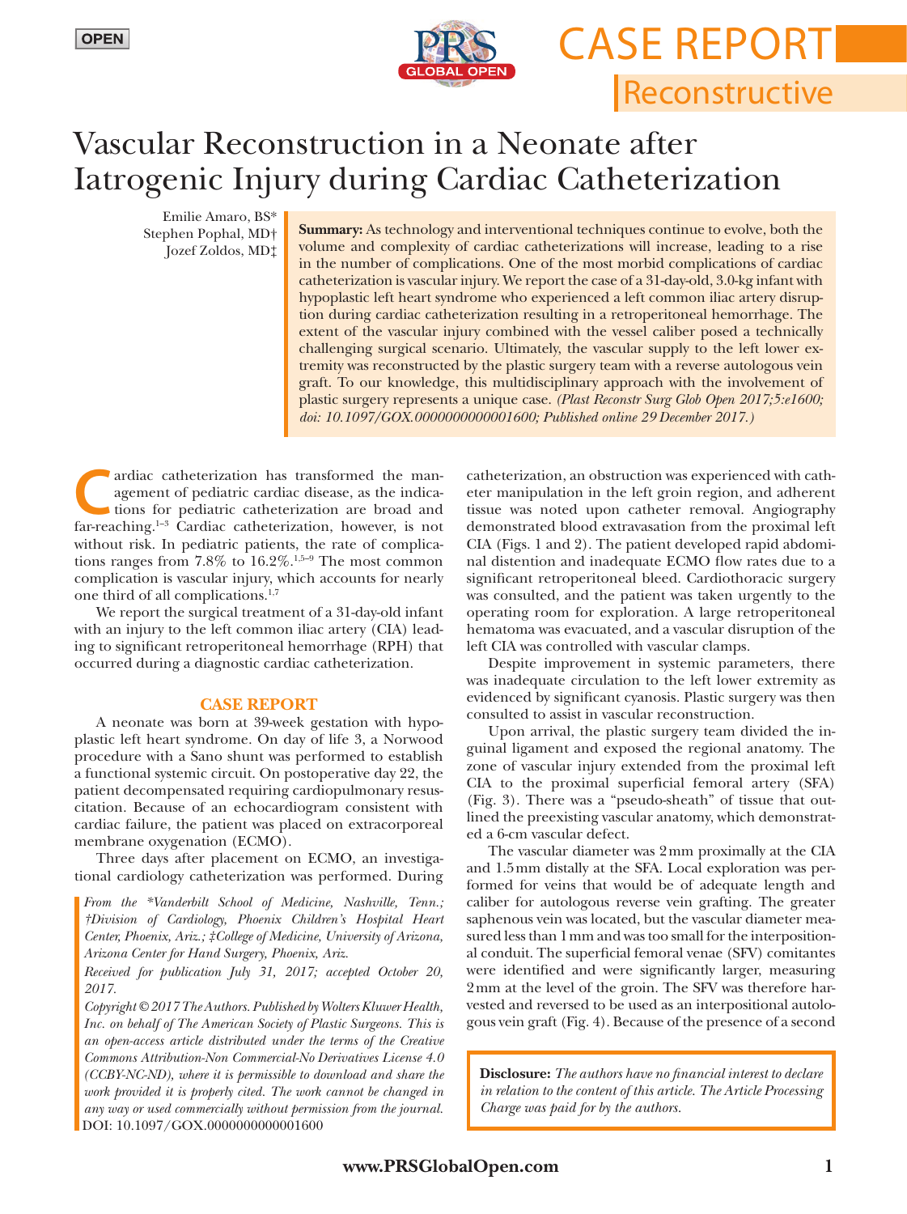OPEN

CASE REPORT

Reconstructive

# Vascular Reconstruction in a Neonate after Iatrogenic Injury during Cardiac Catheterization

Emilie Amaro, BS*
Stephen Pophal, MD†
Jozef Zoldos, MD‡

**Summary:** As technology and interventional techniques continue to evolve, both the volume and complexity of cardiac catheterizations will increase, leading to a rise in the number of complications. One of the most morbid complications of cardiac catheterization is vascular injury. We report the case of a 31-day-old, 3.0-kg infant with hypoplastic left heart syndrome who experienced a left common iliac artery disruption during cardiac catheterization resulting in a retroperitoneal hemorrhage. The extent of the vascular injury combined with the vessel caliber posed a technically challenging surgical scenario. Ultimately, the vascular supply to the left lower extremity was reconstructed by the plastic surgery team with a reverse autologous vein graft. To our knowledge, this multidisciplinary approach with the involvement of plastic surgery represents a unique case. *(Plast Reconstr Surg Glob Open 2017;5:e1600; doi: 10.1097/GOX.0000000000001600; Published online 29 December 2017.)*

Cardiac catheterization has transformed the management of pediatric cardiac disease, as the indications for pediatric catheterization are broad and far-reaching.[1–3] Cardiac catheterization, however, is not without risk. In pediatric patients, the rate of complications ranges from 7.8% to 16.2%.[1,5–9] The most common complication is vascular injury, which accounts for nearly one third of all complications.[1,7]

We report the surgical treatment of a 31-day-old infant with an injury to the left common iliac artery (CIA) leading to significant retroperitoneal hemorrhage (RPH) that occurred during a diagnostic cardiac catheterization.

## CASE REPORT

A neonate was born at 39-week gestation with hypoplastic left heart syndrome. On day of life 3, a Norwood procedure with a Sano shunt was performed to establish a functional systemic circuit. On postoperative day 22, the patient decompensated requiring cardiopulmonary resuscitation. Because of an echocardiogram consistent with cardiac failure, the patient was placed on extracorporeal membrane oxygenation (ECMO).

Three days after placement on ECMO, an investigational cardiology catheterization was performed. During catheterization, an obstruction was experienced with catheter manipulation in the left groin region, and adherent tissue was noted upon catheter removal. Angiography demonstrated blood extravasation from the proximal left CIA (Figs. 1 and 2). The patient developed rapid abdominal distention and inadequate ECMO flow rates due to a significant retroperitoneal bleed. Cardiothoracic surgery was consulted, and the patient was taken urgently to the operating room for exploration. A large retroperitoneal hematoma was evacuated, and a vascular disruption of the left CIA was controlled with vascular clamps.

Despite improvement in systemic parameters, there was inadequate circulation to the left lower extremity as evidenced by significant cyanosis. Plastic surgery was then consulted to assist in vascular reconstruction.

Upon arrival, the plastic surgery team divided the inguinal ligament and exposed the regional anatomy. The zone of vascular injury extended from the proximal left CIA to the proximal superficial femoral artery (SFA) (Fig. 3). There was a "pseudo-sheath" of tissue that outlined the preexisting vascular anatomy, which demonstrated a 6-cm vascular defect.

The vascular diameter was 2 mm proximally at the CIA and 1.5 mm distally at the SFA. Local exploration was performed for veins that would be of adequate length and caliber for autologous reverse vein grafting. The greater saphenous vein was located, but the vascular diameter measured less than 1 mm and was too small for the interpositional conduit. The superficial femoral venae (SFV) comitantes were identified and were significantly larger, measuring 2 mm at the level of the groin. The SFV was therefore harvested and reversed to be used as an interpositional autologous vein graft (Fig. 4). Because of the presence of a second

*From the \*Vanderbilt School of Medicine, Nashville, Tenn.; †Division of Cardiology, Phoenix Children's Hospital Heart Center, Phoenix, Ariz.; ‡College of Medicine, University of Arizona, Arizona Center for Hand Surgery, Phoenix, Ariz.*

*Received for publication July 31, 2017; accepted October 20, 2017.*

*Copyright © 2017 The Authors. Published by Wolters Kluwer Health, Inc. on behalf of The American Society of Plastic Surgeons. This is an open-access article distributed under the terms of the Creative Commons Attribution-Non Commercial-No Derivatives License 4.0 (CCBY-NC-ND), where it is permissible to download and share the work provided it is properly cited. The work cannot be changed in any way or used commercially without permission from the journal.*

DOI: 10.1097/GOX.0000000000001600

**Disclosure:** *The authors have no financial interest to declare in relation to the content of this article. The Article Processing Charge was paid for by the authors.*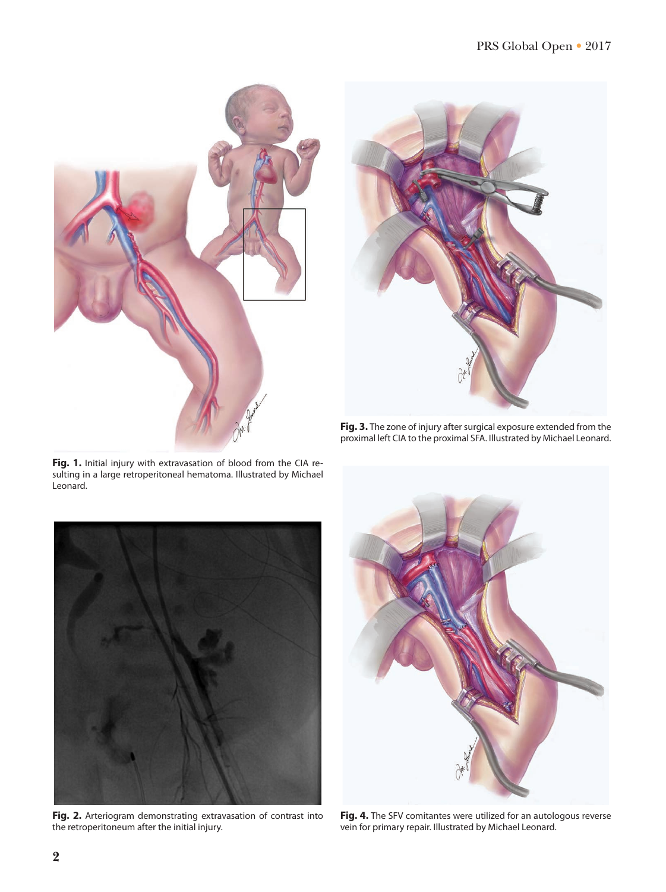Fig. 1. Initial injury with extravasation of blood from the CIA resulting in a large retroperitoneal hematoma. Illustrated by Michael Leonard.

Fig. 2. Arteriogram demonstrating extravasation of contrast into the retroperitoneum after the initial injury.

Fig. 3. The zone of injury after surgical exposure extended from the proximal left CIA to the proximal SFA. Illustrated by Michael Leonard.

Fig. 4. The SFV comitantes were utilized for an autologous reverse vein for primary repair. Illustrated by Michael Leonard.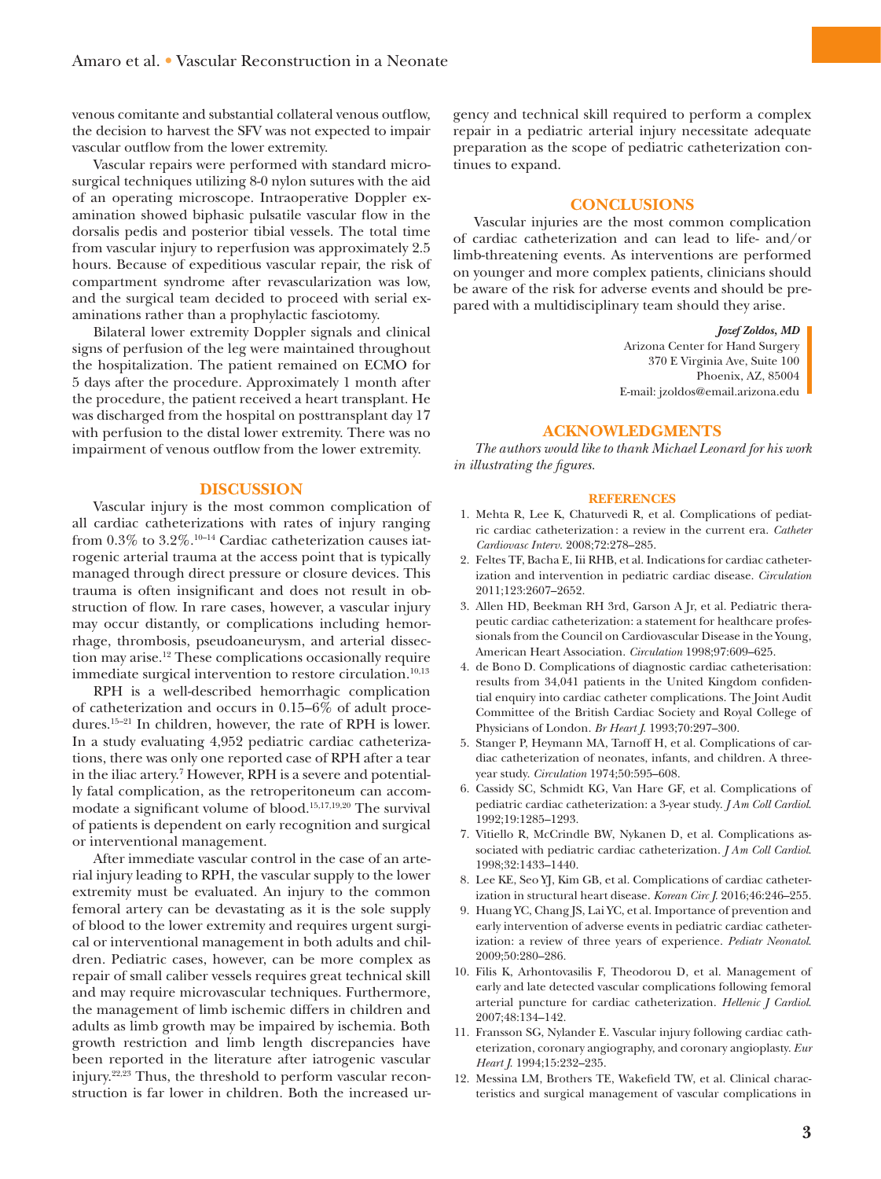venous comitante and substantial collateral venous outflow, the decision to harvest the SFV was not expected to impair vascular outflow from the lower extremity.

Vascular repairs were performed with standard microsurgical techniques utilizing 8-0 nylon sutures with the aid of an operating microscope. Intraoperative Doppler examination showed biphasic pulsatile vascular flow in the dorsalis pedis and posterior tibial vessels. The total time from vascular injury to reperfusion was approximately 2.5 hours. Because of expeditious vascular repair, the risk of compartment syndrome after revascularization was low, and the surgical team decided to proceed with serial examinations rather than a prophylactic fasciotomy.

Bilateral lower extremity Doppler signals and clinical signs of perfusion of the leg were maintained throughout the hospitalization. The patient remained on ECMO for 5 days after the procedure. Approximately 1 month after the procedure, the patient received a heart transplant. He was discharged from the hospital on posttransplant day 17 with perfusion to the distal lower extremity. There was no impairment of venous outflow from the lower extremity.

## DISCUSSION

Vascular injury is the most common complication of all cardiac catheterizations with rates of injury ranging from 0.3% to 3.2%.[10–14] Cardiac catheterization causes iatrogenic arterial trauma at the access point that is typically managed through direct pressure or closure devices. This trauma is often insignificant and does not result in obstruction of flow. In rare cases, however, a vascular injury may occur distantly, or complications including hemorrhage, thrombosis, pseudoaneurysm, and arterial dissection may arise.[12] These complications occasionally require immediate surgical intervention to restore circulation.[10,13]

RPH is a well-described hemorrhagic complication of catheterization and occurs in 0.15–6% of adult procedures.[15–21] In children, however, the rate of RPH is lower. In a study evaluating 4,952 pediatric cardiac catheterizations, there was only one reported case of RPH after a tear in the iliac artery.[7] However, RPH is a severe and potentially fatal complication, as the retroperitoneum can accommodate a significant volume of blood.[15,17,19,20] The survival of patients is dependent on early recognition and surgical or interventional management.

After immediate vascular control in the case of an arterial injury leading to RPH, the vascular supply to the lower extremity must be evaluated. An injury to the common femoral artery can be devastating as it is the sole supply of blood to the lower extremity and requires urgent surgical or interventional management in both adults and children. Pediatric cases, however, can be more complex as repair of small caliber vessels requires great technical skill and may require microvascular techniques. Furthermore, the management of limb ischemic differs in children and adults as limb growth may be impaired by ischemia. Both growth restriction and limb length discrepancies have been reported in the literature after iatrogenic vascular injury.[22,23] Thus, the threshold to perform vascular reconstruction is far lower in children. Both the increased urgency and technical skill required to perform a complex repair in a pediatric arterial injury necessitate adequate preparation as the scope of pediatric catheterization continues to expand.

## CONCLUSIONS

Vascular injuries are the most common complication of cardiac catheterization and can lead to life- and/or limb-threatening events. As interventions are performed on younger and more complex patients, clinicians should be aware of the risk for adverse events and should be prepared with a multidisciplinary team should they arise.

***Jozef Zoldos, MD***
Arizona Center for Hand Surgery
370 E Virginia Ave, Suite 100
Phoenix, AZ, 85004
E-mail: jzoldos@email.arizona.edu

## ACKNOWLEDGMENTS

*The authors would like to thank Michael Leonard for his work in illustrating the figures.*

## REFERENCES

1. Mehta R, Lee K, Chaturvedi R, et al. Complications of pediatric cardiac catheterization: a review in the current era. *Catheter Cardiovasc Interv.* 2008;72:278–285.
2. Feltes TF, Bacha E, Iii RHB, et al. Indications for cardiac catheterization and intervention in pediatric cardiac disease. *Circulation* 2011;123:2607–2652.
3. Allen HD, Beekman RH 3rd, Garson A Jr, et al. Pediatric therapeutic cardiac catheterization: a statement for healthcare professionals from the Council on Cardiovascular Disease in the Young, American Heart Association. *Circulation* 1998;97:609–625.
4. de Bono D. Complications of diagnostic cardiac catheterisation: results from 34,041 patients in the United Kingdom confidential enquiry into cardiac catheter complications. The Joint Audit Committee of the British Cardiac Society and Royal College of Physicians of London. *Br Heart J.* 1993;70:297–300.
5. Stanger P, Heymann MA, Tarnoff H, et al. Complications of cardiac catheterization of neonates, infants, and children. A three-year study. *Circulation* 1974;50:595–608.
6. Cassidy SC, Schmidt KG, Van Hare GF, et al. Complications of pediatric cardiac catheterization: a 3-year study. *J Am Coll Cardiol.* 1992;19:1285–1293.
7. Vitiello R, McCrindle BW, Nykanen D, et al. Complications associated with pediatric cardiac catheterization. *J Am Coll Cardiol.* 1998;32:1433–1440.
8. Lee KE, Seo YJ, Kim GB, et al. Complications of cardiac catheterization in structural heart disease. *Korean Circ J.* 2016;46:246–255.
9. Huang YC, Chang JS, Lai YC, et al. Importance of prevention and early intervention of adverse events in pediatric cardiac catheterization: a review of three years of experience. *Pediatr Neonatol.* 2009;50:280–286.
10. Filis K, Arhontovasilis F, Theodorou D, et al. Management of early and late detected vascular complications following femoral arterial puncture for cardiac catheterization. *Hellenic J Cardiol.* 2007;48:134–142.
11. Fransson SG, Nylander E. Vascular injury following cardiac catheterization, coronary angiography, and coronary angioplasty. *Eur Heart J.* 1994;15:232–235.
12. Messina LM, Brothers TE, Wakefield TW, et al. Clinical characteristics and surgical management of vascular complications in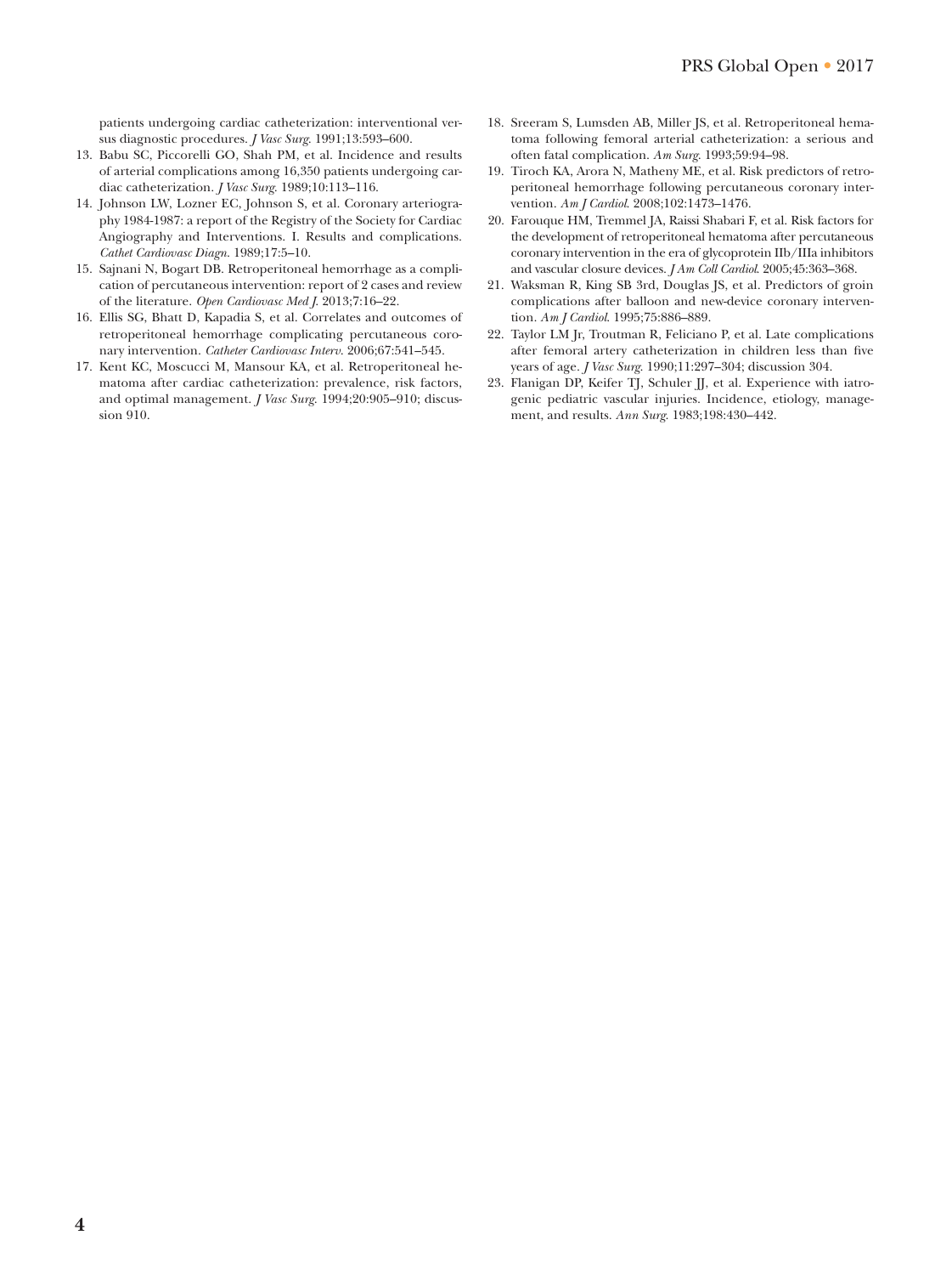patients undergoing cardiac catheterization: interventional versus diagnostic procedures. *J Vasc Surg*. 1991;13:593–600.

13. Babu SC, Piccorelli GO, Shah PM, et al. Incidence and results of arterial complications among 16,350 patients undergoing cardiac catheterization. *J Vasc Surg*. 1989;10:113–116.
14. Johnson LW, Lozner EC, Johnson S, et al. Coronary arteriography 1984-1987: a report of the Registry of the Society for Cardiac Angiography and Interventions. I. Results and complications. *Cathet Cardiovasc Diagn*. 1989;17:5–10.
15. Sajnani N, Bogart DB. Retroperitoneal hemorrhage as a complication of percutaneous intervention: report of 2 cases and review of the literature. *Open Cardiovasc Med J*. 2013;7:16–22.
16. Ellis SG, Bhatt D, Kapadia S, et al. Correlates and outcomes of retroperitoneal hemorrhage complicating percutaneous coronary intervention. *Catheter Cardiovasc Interv*. 2006;67:541–545.
17. Kent KC, Moscucci M, Mansour KA, et al. Retroperitoneal hematoma after cardiac catheterization: prevalence, risk factors, and optimal management. *J Vasc Surg*. 1994;20:905–910; discussion 910.
18. Sreeram S, Lumsden AB, Miller JS, et al. Retroperitoneal hematoma following femoral arterial catheterization: a serious and often fatal complication. *Am Surg*. 1993;59:94–98.
19. Tiroch KA, Arora N, Matheny ME, et al. Risk predictors of retroperitoneal hemorrhage following percutaneous coronary intervention. *Am J Cardiol*. 2008;102:1473–1476.
20. Farouque HM, Tremmel JA, Raissi Shabari F, et al. Risk factors for the development of retroperitoneal hematoma after percutaneous coronary intervention in the era of glycoprotein IIb/IIIa inhibitors and vascular closure devices. *J Am Coll Cardiol*. 2005;45:363–368.
21. Waksman R, King SB 3rd, Douglas JS, et al. Predictors of groin complications after balloon and new-device coronary intervention. *Am J Cardiol*. 1995;75:886–889.
22. Taylor LM Jr, Troutman R, Feliciano P, et al. Late complications after femoral artery catheterization in children less than five years of age. *J Vasc Surg*. 1990;11:297–304; discussion 304.
23. Flanigan DP, Keifer TJ, Schuler JJ, et al. Experience with iatrogenic pediatric vascular injuries. Incidence, etiology, management, and results. *Ann Surg*. 1983;198:430–442.